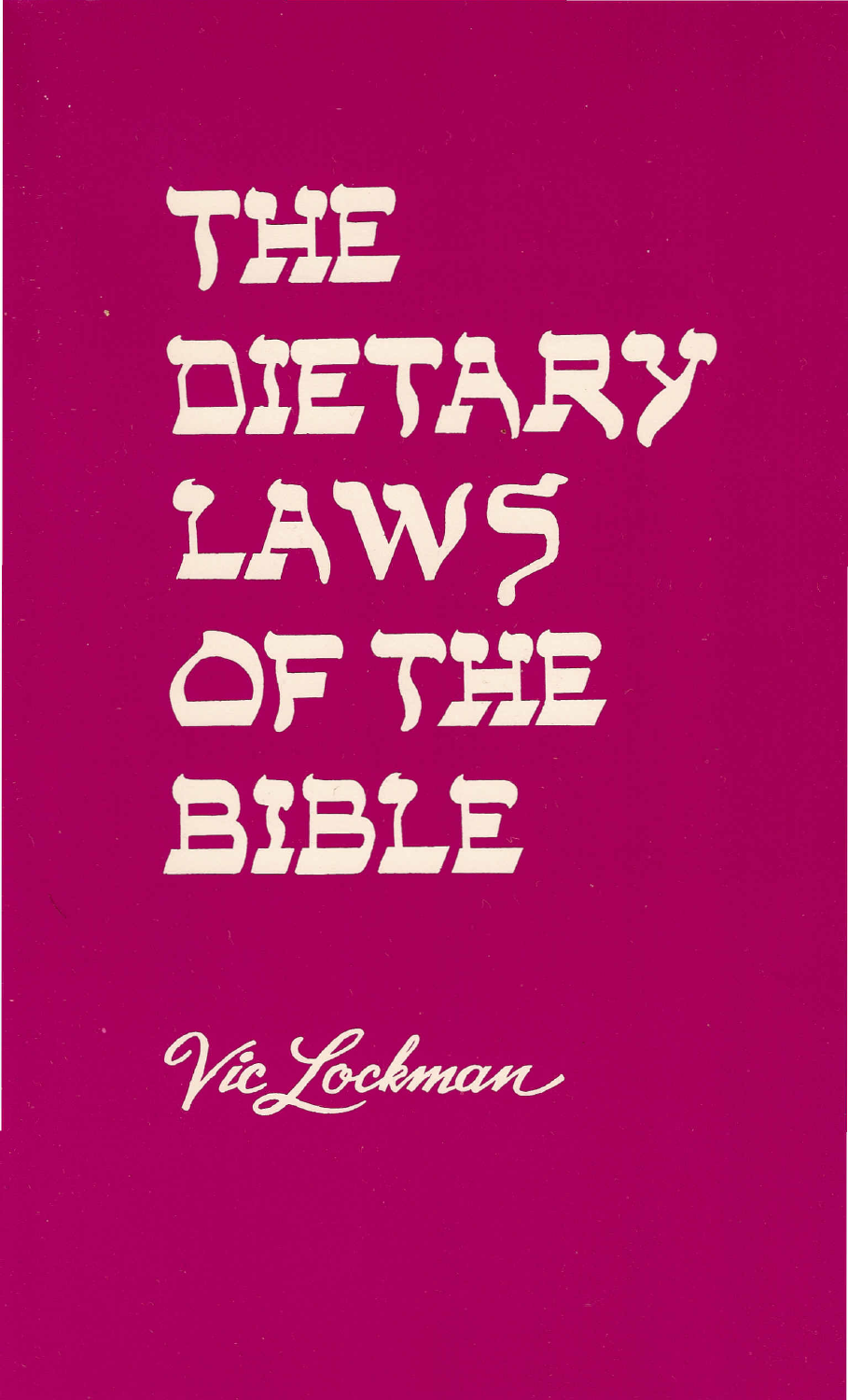# THE DIETARY LAWS OF THE BIBLE

Vic Lockman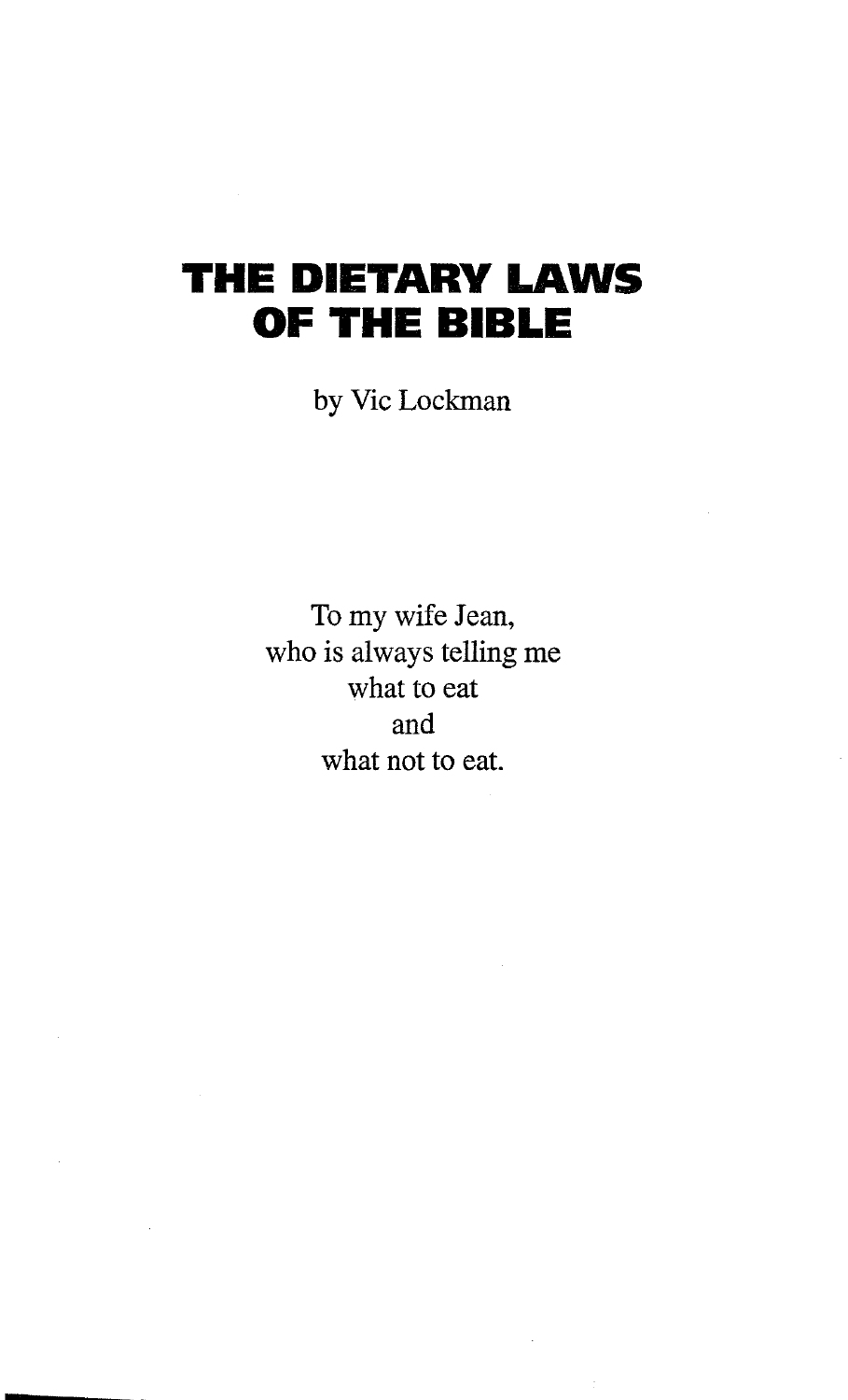# THE DIETARY LAWS OF THE BIBLE

by Vic Lockman

To my wife Jean,
who is always telling me
what to eat
and
what not to eat.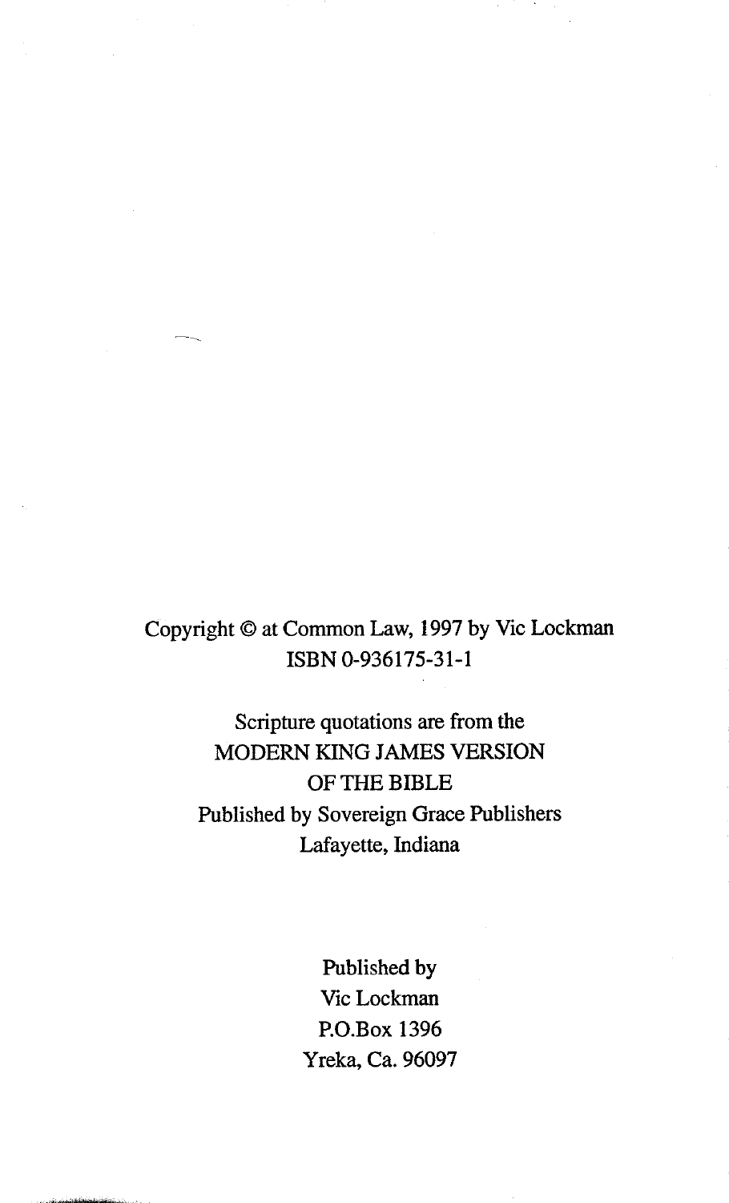Copyright © at Common Law, 1997 by Vic Lockman
ISBN 0-936175-31-1

Scripture quotations are from the
MODERN KING JAMES VERSION
OF THE BIBLE
Published by Sovereign Grace Publishers
Lafayette, Indiana

Published by
Vic Lockman
P.O.Box 1396
Yreka, Ca. 96097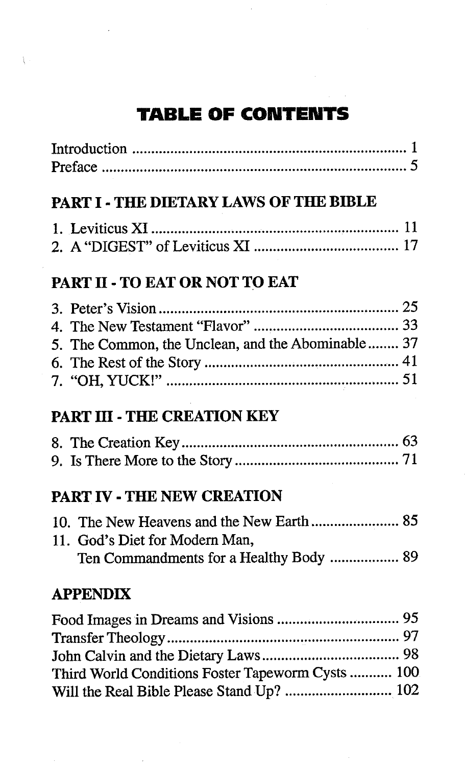# TABLE OF CONTENTS

Introduction ........................................................................ 1
Preface ................................................................................ 5

## PART I - THE DIETARY LAWS OF THE BIBLE

1. Leviticus XI ................................................................. 11
2. A "DIGEST" of Leviticus XI ...................................... 17

## PART II - TO EAT OR NOT TO EAT

3. Peter's Vision ............................................................... 25
4. The New Testament "Flavor" ....................................... 33
5. The Common, the Unclean, and the Abominable ........ 37
6. The Rest of the Story .................................................... 41
7. "OH, YUCK!" .............................................................. 51

## PART III - THE CREATION KEY

8. The Creation Key .......................................................... 63
9. Is There More to the Story ............................................ 71

## PART IV - THE NEW CREATION

10. The New Heavens and the New Earth ....................... 85
11. God's Diet for Modern Man, Ten Commandments for a Healthy Body .................. 89

## APPENDIX

Food Images in Dreams and Visions ................................. 95
Transfer Theology ............................................................. 97
John Calvin and the Dietary Laws ..................................... 98
Third World Conditions Foster Tapeworm Cysts ........... 100
Will the Real Bible Please Stand Up? ............................. 102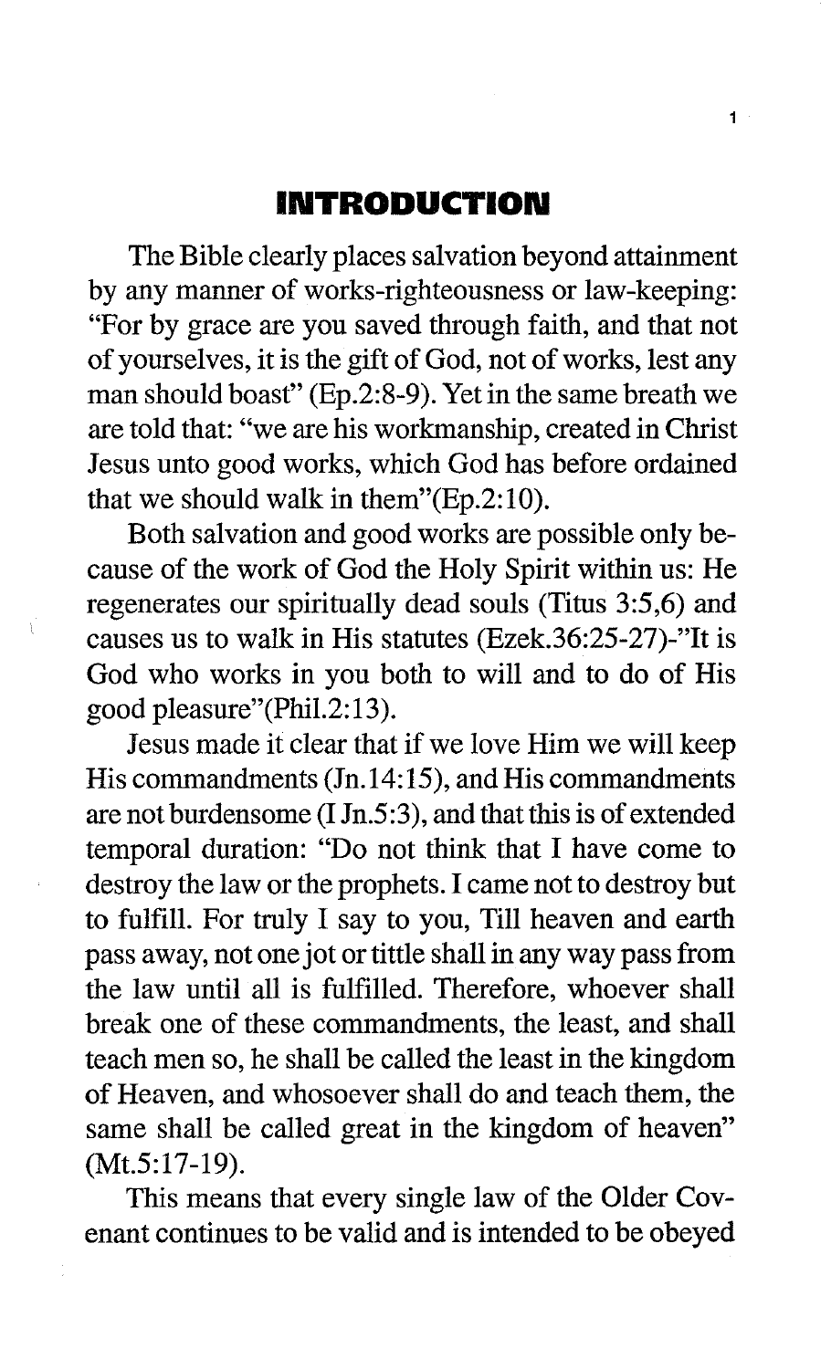# INTRODUCTION

The Bible clearly places salvation beyond attainment by any manner of works-righteousness or law-keeping: "For by grace are you saved through faith, and that not of yourselves, it is the gift of God, not of works, lest any man should boast" (Ep.2:8-9). Yet in the same breath we are told that: "we are his workmanship, created in Christ Jesus unto good works, which God has before ordained that we should walk in them"(Ep.2:10).

Both salvation and good works are possible only because of the work of God the Holy Spirit within us: He regenerates our spiritually dead souls (Titus 3:5,6) and causes us to walk in His statutes (Ezek.36:25-27)-"It is God who works in you both to will and to do of His good pleasure"(Phil.2:13).

Jesus made it clear that if we love Him we will keep His commandments (Jn.14:15), and His commandments are not burdensome (I Jn.5:3), and that this is of extended temporal duration: "Do not think that I have come to destroy the law or the prophets. I came not to destroy but to fulfill. For truly I say to you, Till heaven and earth pass away, not one jot or tittle shall in any way pass from the law until all is fulfilled. Therefore, whoever shall break one of these commandments, the least, and shall teach men so, he shall be called the least in the kingdom of Heaven, and whosoever shall do and teach them, the same shall be called great in the kingdom of heaven" (Mt.5:17-19).

This means that every single law of the Older Covenant continues to be valid and is intended to be obeyed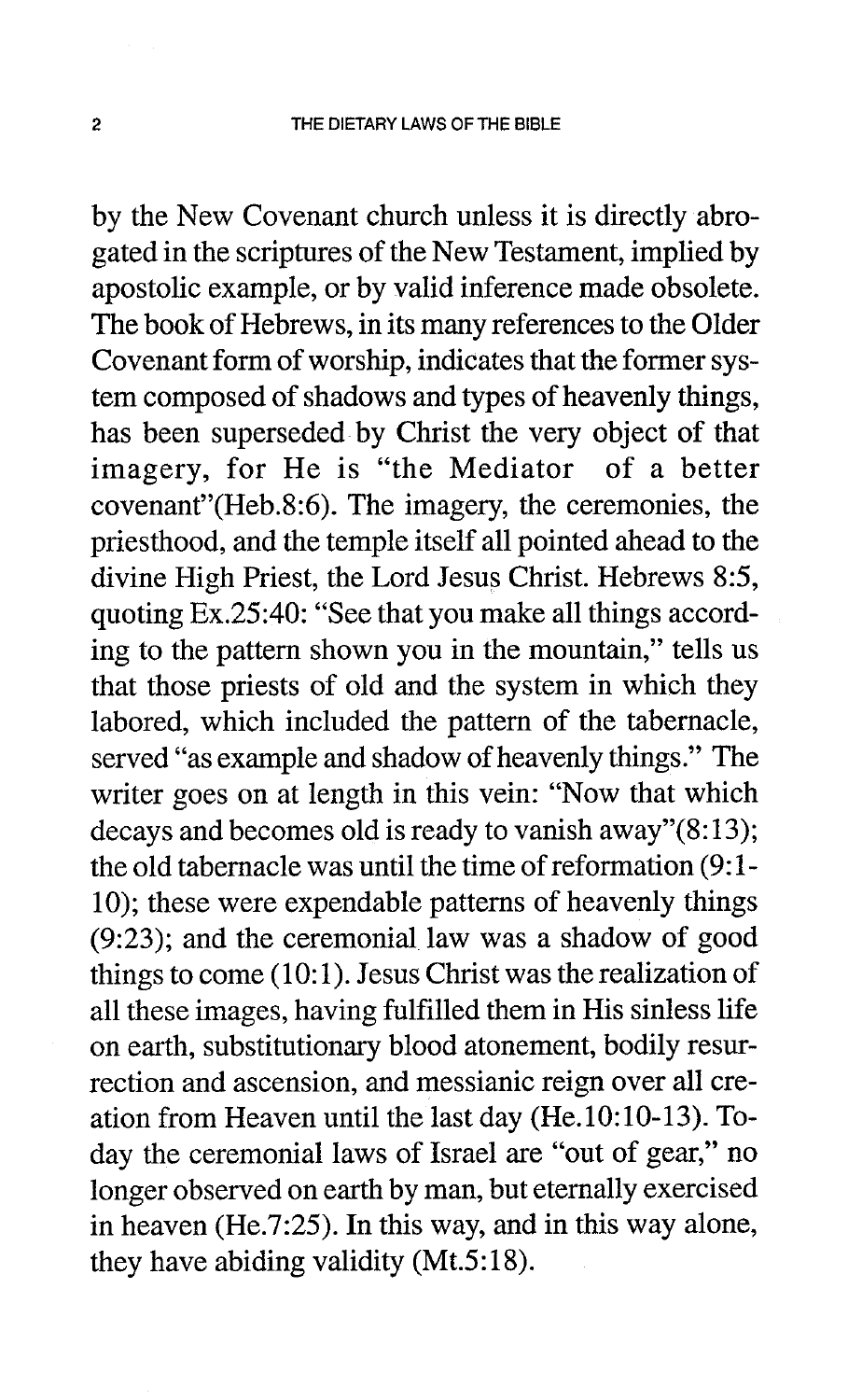by the New Covenant church unless it is directly abrogated in the scriptures of the New Testament, implied by apostolic example, or by valid inference made obsolete. The book of Hebrews, in its many references to the Older Covenant form of worship, indicates that the former system composed of shadows and types of heavenly things, has been superseded by Christ the very object of that imagery, for He is "the Mediator of a better covenant"(Heb.8:6). The imagery, the ceremonies, the priesthood, and the temple itself all pointed ahead to the divine High Priest, the Lord Jesus Christ. Hebrews 8:5, quoting Ex.25:40: "See that you make all things according to the pattern shown you in the mountain," tells us that those priests of old and the system in which they labored, which included the pattern of the tabernacle, served "as example and shadow of heavenly things." The writer goes on at length in this vein: "Now that which decays and becomes old is ready to vanish away"(8:13); the old tabernacle was until the time of reformation (9:1-10); these were expendable patterns of heavenly things (9:23); and the ceremonial law was a shadow of good things to come (10:1). Jesus Christ was the realization of all these images, having fulfilled them in His sinless life on earth, substitutionary blood atonement, bodily resurrection and ascension, and messianic reign over all creation from Heaven until the last day (He.10:10-13). Today the ceremonial laws of Israel are "out of gear," no longer observed on earth by man, but eternally exercised in heaven (He.7:25). In this way, and in this way alone, they have abiding validity (Mt.5:18).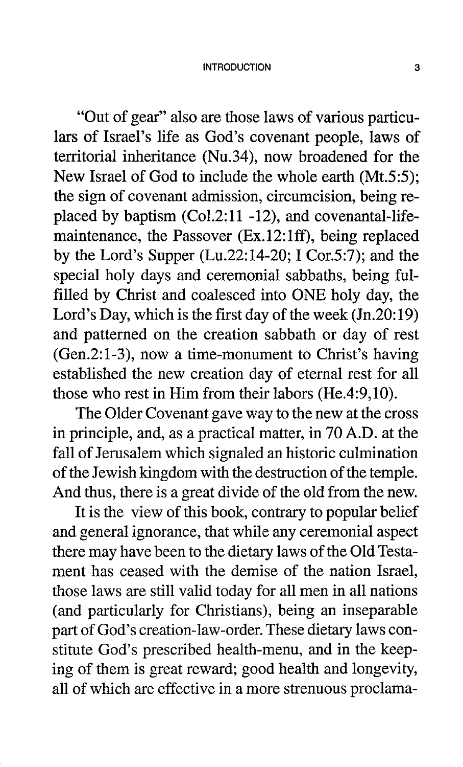"Out of gear" also are those laws of various particulars of Israel's life as God's covenant people, laws of territorial inheritance (Nu.34), now broadened for the New Israel of God to include the whole earth (Mt.5:5); the sign of covenant admission, circumcision, being replaced by baptism (Col.2:11 -12), and covenantal-life-maintenance, the Passover (Ex.12:1ff), being replaced by the Lord's Supper (Lu.22:14-20; I Cor.5:7); and the special holy days and ceremonial sabbaths, being fulfilled by Christ and coalesced into ONE holy day, the Lord's Day, which is the first day of the week (Jn.20:19) and patterned on the creation sabbath or day of rest (Gen.2:1-3), now a time-monument to Christ's having established the new creation day of eternal rest for all those who rest in Him from their labors (He.4:9,10).

The Older Covenant gave way to the new at the cross in principle, and, as a practical matter, in 70 A.D. at the fall of Jerusalem which signaled an historic culmination of the Jewish kingdom with the destruction of the temple. And thus, there is a great divide of the old from the new.

It is the view of this book, contrary to popular belief and general ignorance, that while any ceremonial aspect there may have been to the dietary laws of the Old Testament has ceased with the demise of the nation Israel, those laws are still valid today for all men in all nations (and particularly for Christians), being an inseparable part of God's creation-law-order. These dietary laws constitute God's prescribed health-menu, and in the keeping of them is great reward; good health and longevity, all of which are effective in a more strenuous proclama-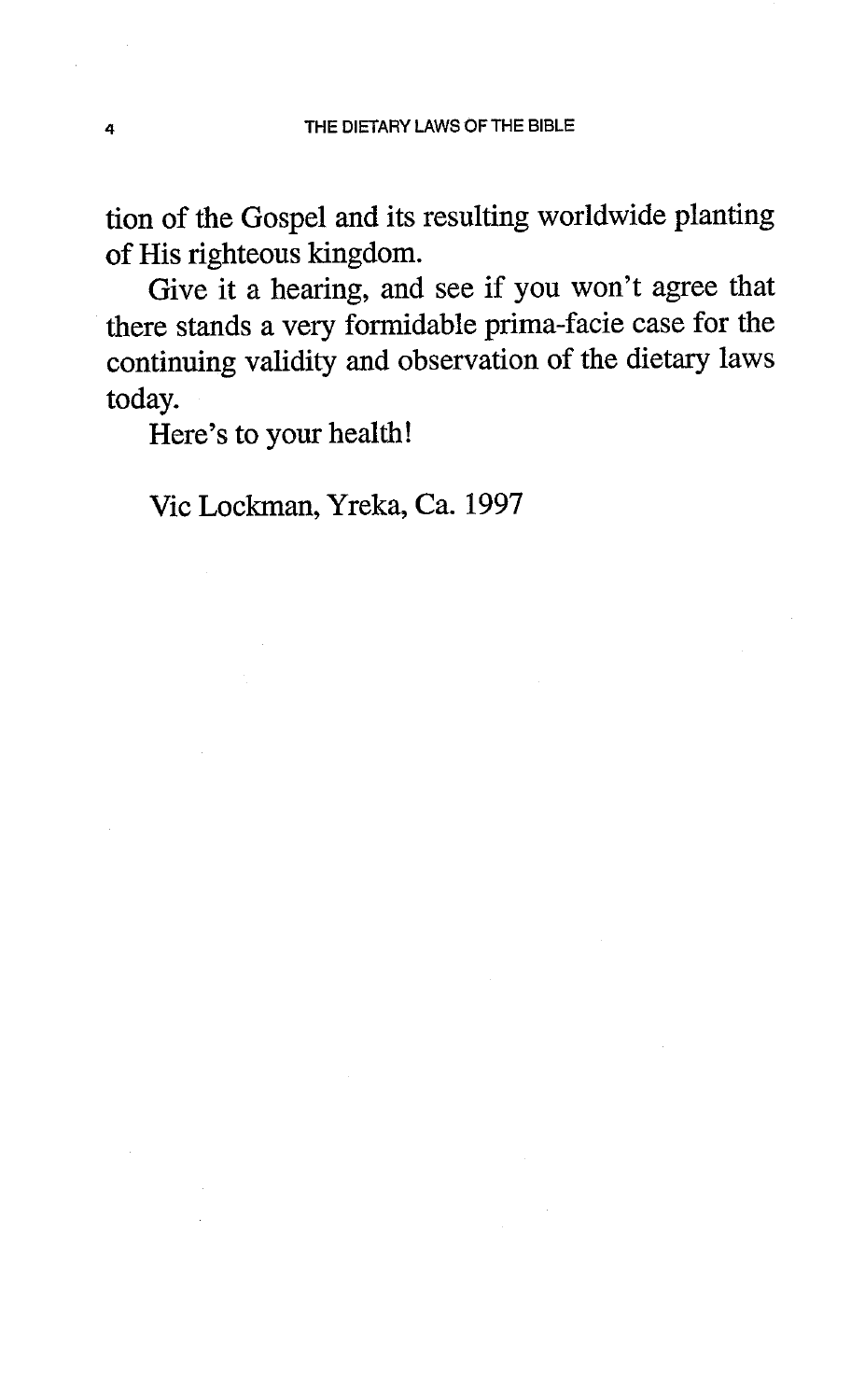tion of the Gospel and its resulting worldwide planting of His righteous kingdom.

Give it a hearing, and see if you won't agree that there stands a very formidable prima-facie case for the continuing validity and observation of the dietary laws today.

Here's to your health!

Vic Lockman, Yreka, Ca. 1997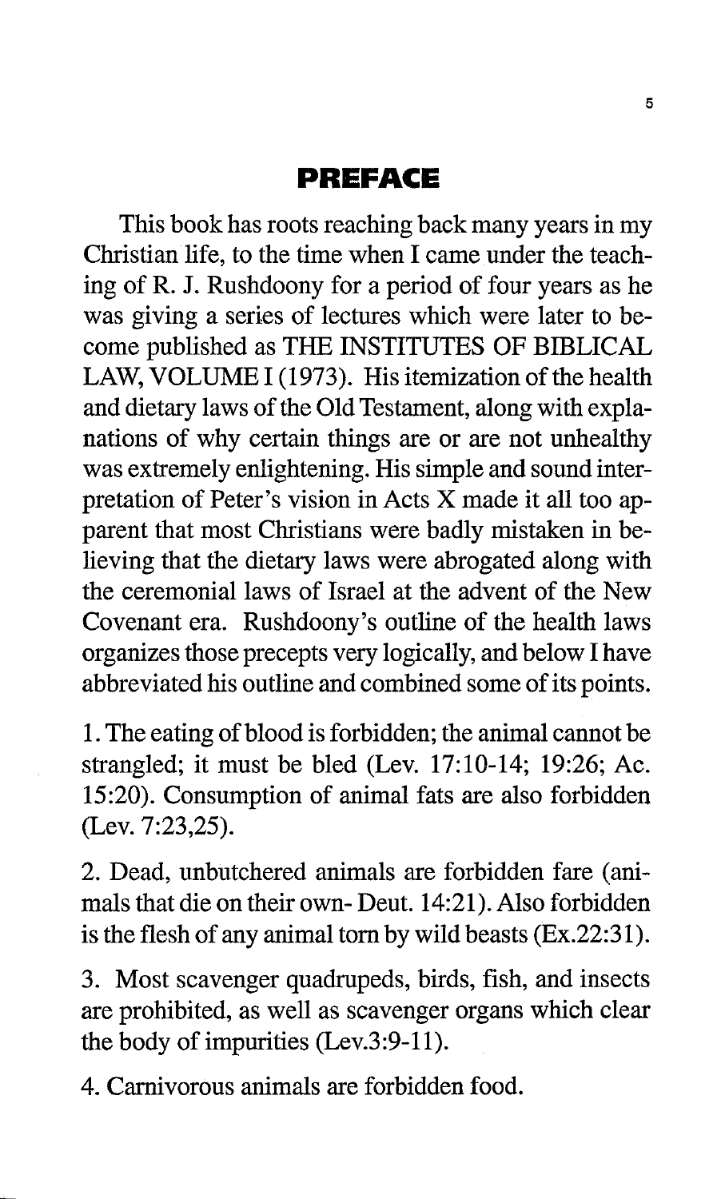## PREFACE

This book has roots reaching back many years in my Christian life, to the time when I came under the teaching of R. J. Rushdoony for a period of four years as he was giving a series of lectures which were later to become published as THE INSTITUTES OF BIBLICAL LAW, VOLUME I (1973). His itemization of the health and dietary laws of the Old Testament, along with explanations of why certain things are or are not unhealthy was extremely enlightening. His simple and sound interpretation of Peter's vision in Acts X made it all too apparent that most Christians were badly mistaken in believing that the dietary laws were abrogated along with the ceremonial laws of Israel at the advent of the New Covenant era. Rushdoony's outline of the health laws organizes those precepts very logically, and below I have abbreviated his outline and combined some of its points.

1. The eating of blood is forbidden; the animal cannot be strangled; it must be bled (Lev. 17:10-14; 19:26; Ac. 15:20). Consumption of animal fats are also forbidden (Lev. 7:23,25).

2. Dead, unbutchered animals are forbidden fare (animals that die on their own- Deut. 14:21). Also forbidden is the flesh of any animal torn by wild beasts (Ex.22:31).

3. Most scavenger quadrupeds, birds, fish, and insects are prohibited, as well as scavenger organs which clear the body of impurities (Lev.3:9-11).

4. Carnivorous animals are forbidden food.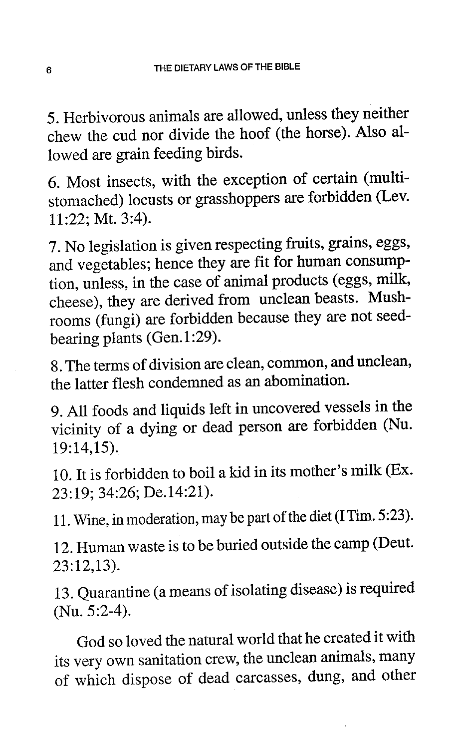5. Herbivorous animals are allowed, unless they neither chew the cud nor divide the hoof (the horse). Also allowed are grain feeding birds.

6. Most insects, with the exception of certain (multi-stomached) locusts or grasshoppers are forbidden (Lev. 11:22; Mt. 3:4).

7. No legislation is given respecting fruits, grains, eggs, and vegetables; hence they are fit for human consumption, unless, in the case of animal products (eggs, milk, cheese), they are derived from unclean beasts. Mushrooms (fungi) are forbidden because they are not seed-bearing plants (Gen.1:29).

8. The terms of division are clean, common, and unclean, the latter flesh condemned as an abomination.

9. All foods and liquids left in uncovered vessels in the vicinity of a dying or dead person are forbidden (Nu. 19:14,15).

10. It is forbidden to boil a kid in its mother's milk (Ex. 23:19; 34:26; De.14:21).

11. Wine, in moderation, may be part of the diet (I Tim. 5:23).

12. Human waste is to be buried outside the camp (Deut. 23:12,13).

13. Quarantine (a means of isolating disease) is required (Nu. 5:2-4).

God so loved the natural world that he created it with its very own sanitation crew, the unclean animals, many of which dispose of dead carcasses, dung, and other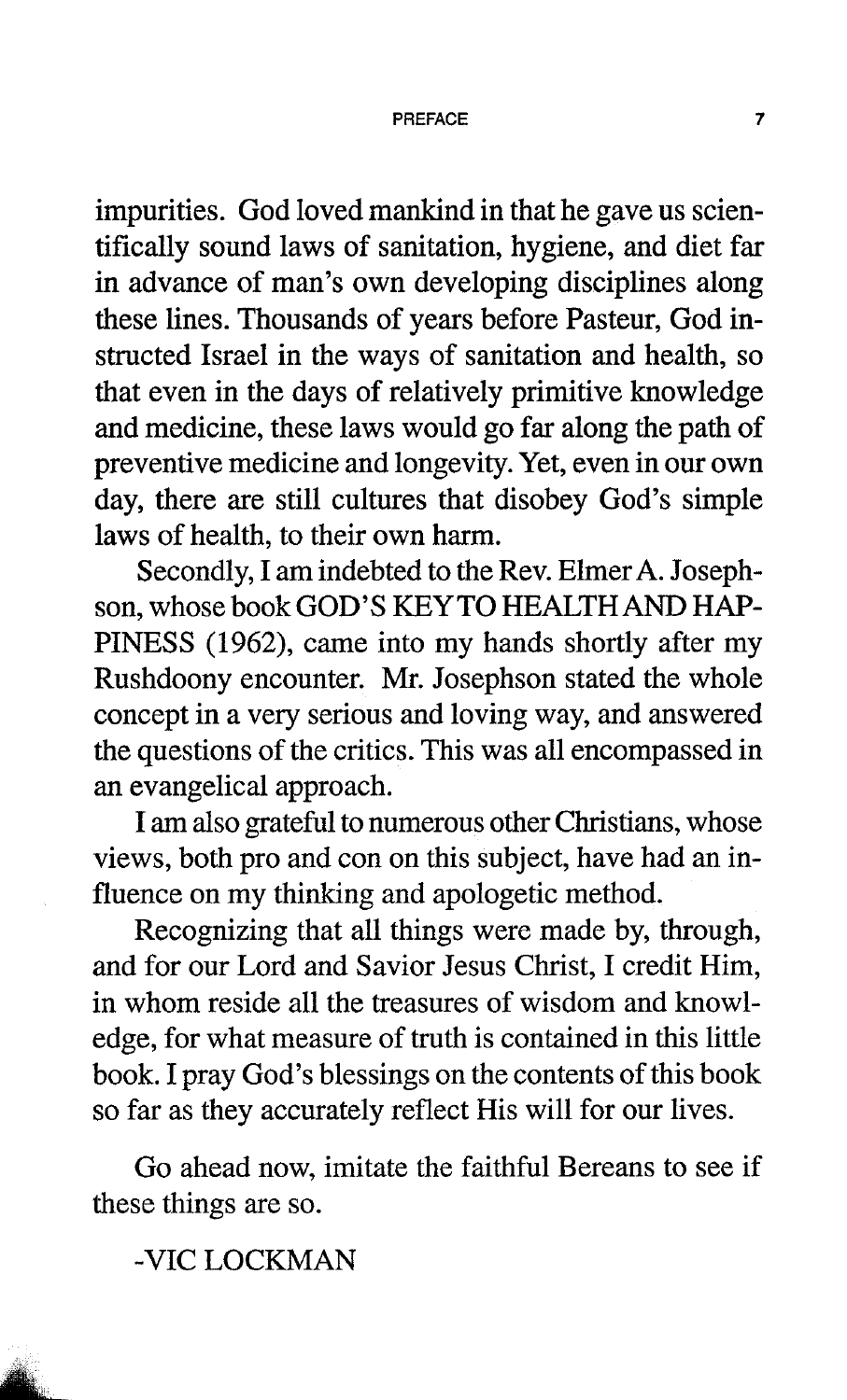impurities. God loved mankind in that he gave us scientifically sound laws of sanitation, hygiene, and diet far in advance of man's own developing disciplines along these lines. Thousands of years before Pasteur, God instructed Israel in the ways of sanitation and health, so that even in the days of relatively primitive knowledge and medicine, these laws would go far along the path of preventive medicine and longevity. Yet, even in our own day, there are still cultures that disobey God's simple laws of health, to their own harm.

Secondly, I am indebted to the Rev. Elmer A. Josephson, whose book GOD'S KEY TO HEALTH AND HAPPINESS (1962), came into my hands shortly after my Rushdoony encounter. Mr. Josephson stated the whole concept in a very serious and loving way, and answered the questions of the critics. This was all encompassed in an evangelical approach.

I am also grateful to numerous other Christians, whose views, both pro and con on this subject, have had an influence on my thinking and apologetic method.

Recognizing that all things were made by, through, and for our Lord and Savior Jesus Christ, I credit Him, in whom reside all the treasures of wisdom and knowledge, for what measure of truth is contained in this little book. I pray God's blessings on the contents of this book so far as they accurately reflect His will for our lives.

Go ahead now, imitate the faithful Bereans to see if these things are so.

-VIC LOCKMAN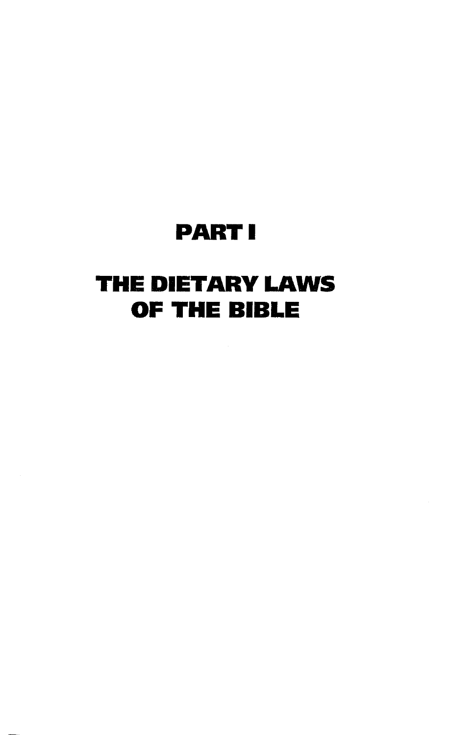# PART I

# THE DIETARY LAWS OF THE BIBLE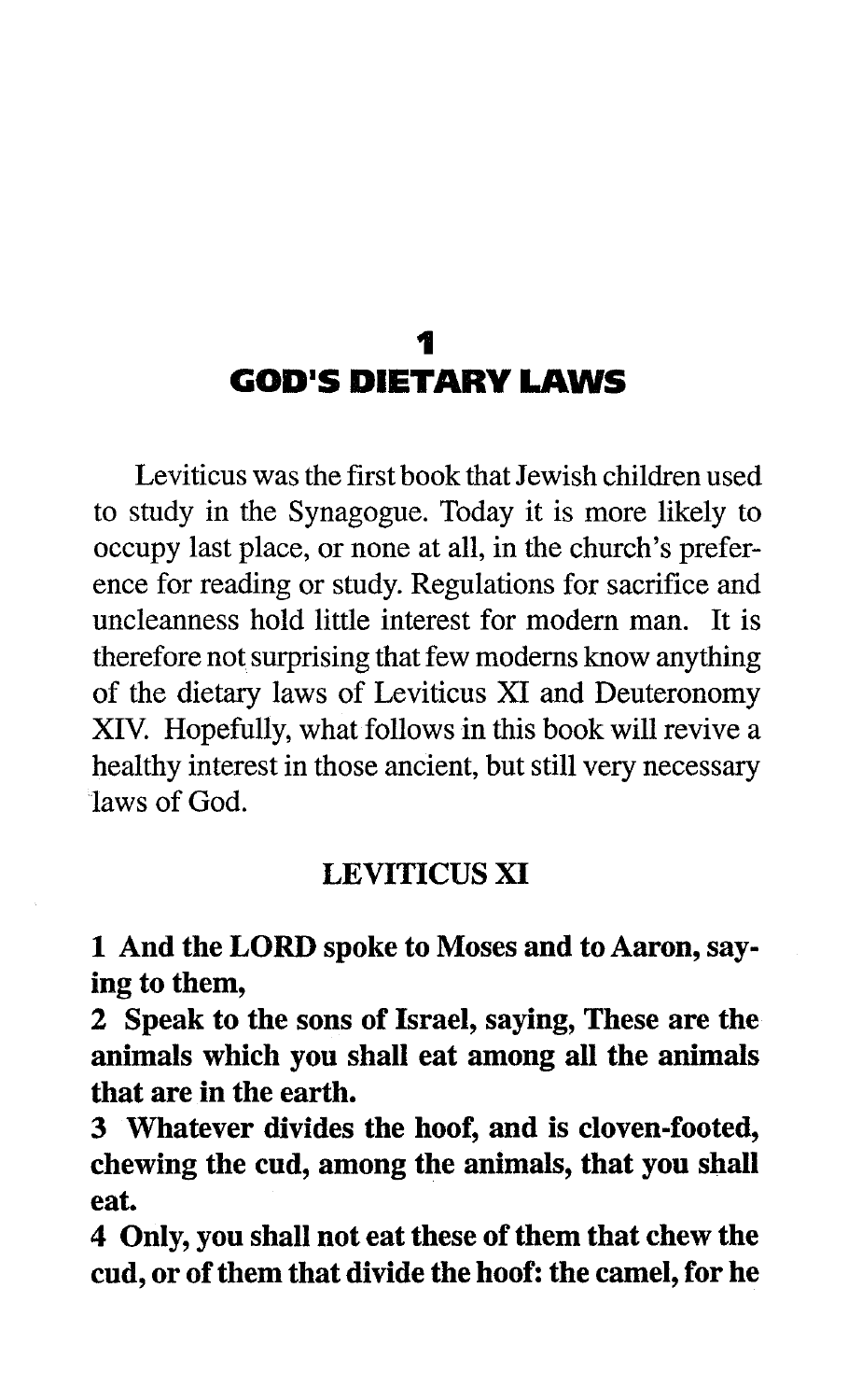# 1
# GOD'S DIETARY LAWS

Leviticus was the first book that Jewish children used to study in the Synagogue. Today it is more likely to occupy last place, or none at all, in the church's preference for reading or study. Regulations for sacrifice and uncleanness hold little interest for modern man. It is therefore not surprising that few moderns know anything of the dietary laws of Leviticus XI and Deuteronomy XIV. Hopefully, what follows in this book will revive a healthy interest in those ancient, but still very necessary laws of God.

## LEVITICUS XI

**1 And the LORD spoke to Moses and to Aaron, saying to them,**
**2 Speak to the sons of Israel, saying, These are the animals which you shall eat among all the animals that are in the earth.**
**3 Whatever divides the hoof, and is cloven-footed, chewing the cud, among the animals, that you shall eat.**
**4 Only, you shall not eat these of them that chew the cud, or of them that divide the hoof: the camel, for he**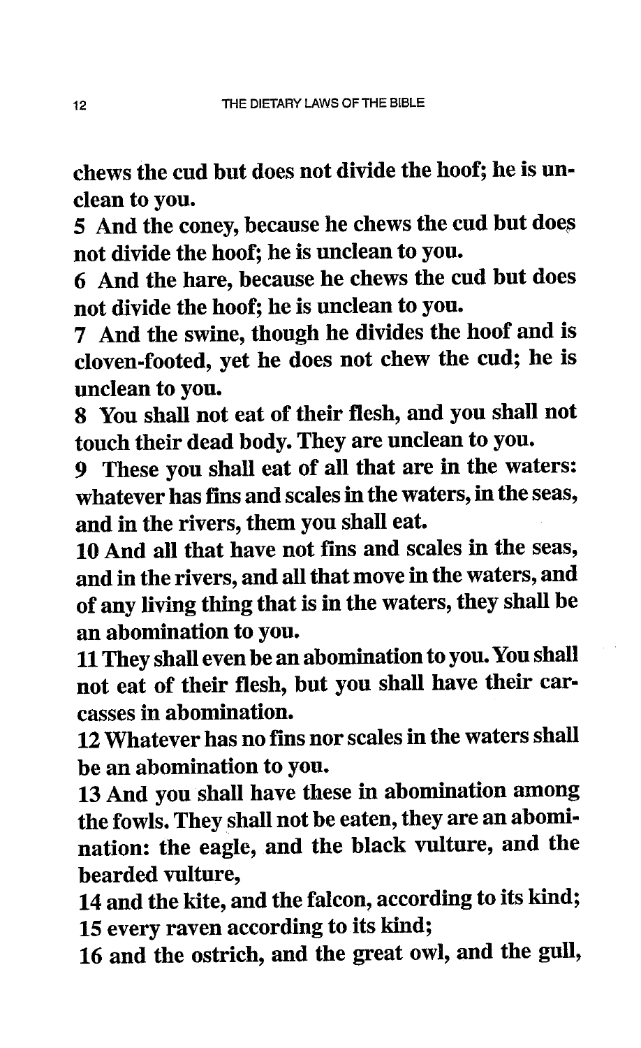**chews the cud but does not divide the hoof; he is unclean to you.**

**5 And the coney, because he chews the cud but does not divide the hoof; he is unclean to you.**

**6 And the hare, because he chews the cud but does not divide the hoof; he is unclean to you.**

**7 And the swine, though he divides the hoof and is cloven-footed, yet he does not chew the cud; he is unclean to you.**

**8 You shall not eat of their flesh, and you shall not touch their dead body. They are unclean to you.**

**9 These you shall eat of all that are in the waters: whatever has fins and scales in the waters, in the seas, and in the rivers, them you shall eat.**

**10 And all that have not fins and scales in the seas, and in the rivers, and all that move in the waters, and of any living thing that is in the waters, they shall be an abomination to you.**

**11 They shall even be an abomination to you. You shall not eat of their flesh, but you shall have their carcasses in abomination.**

**12 Whatever has no fins nor scales in the waters shall be an abomination to you.**

**13 And you shall have these in abomination among the fowls. They shall not be eaten, they are an abomination: the eagle, and the black vulture, and the bearded vulture,**

**14 and the kite, and the falcon, according to its kind;**

**15 every raven according to its kind;**

**16 and the ostrich, and the great owl, and the gull,**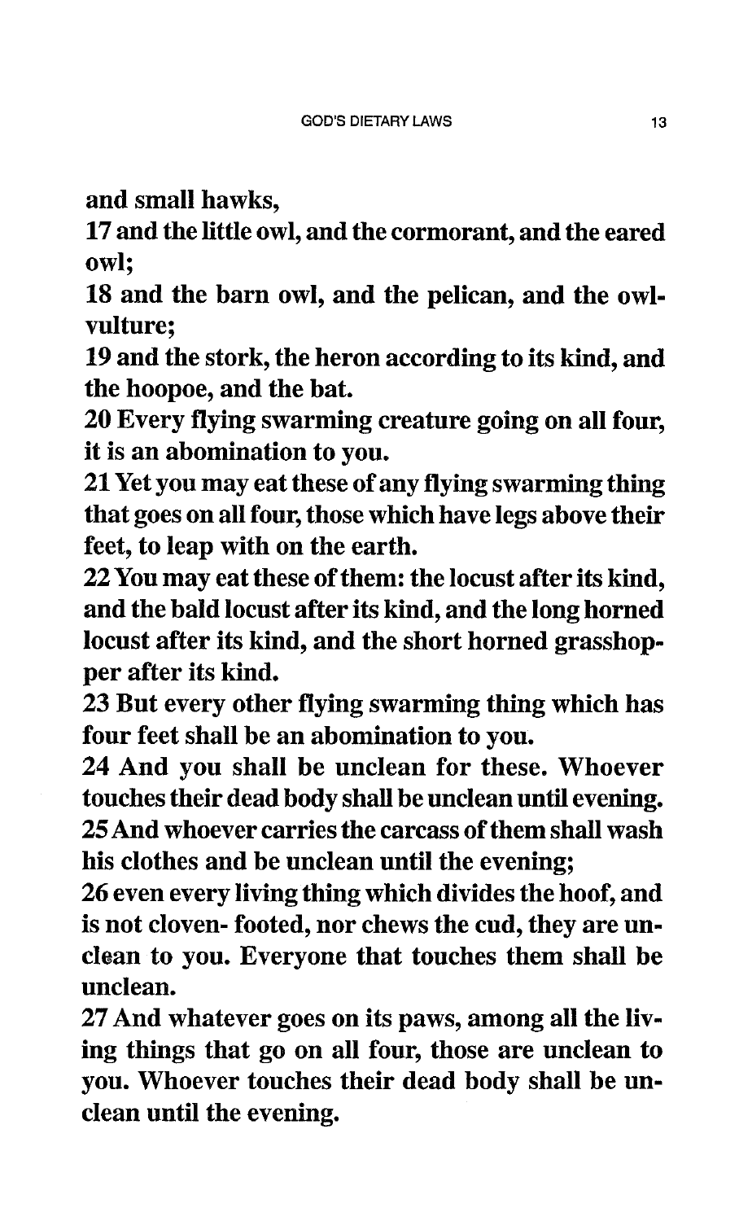**and small hawks,**

**17 and the little owl, and the cormorant, and the eared owl;**

**18 and the barn owl, and the pelican, and the owl-vulture;**

**19 and the stork, the heron according to its kind, and the hoopoe, and the bat.**

**20 Every flying swarming creature going on all four, it is an abomination to you.**

**21 Yet you may eat these of any flying swarming thing that goes on all four, those which have legs above their feet, to leap with on the earth.**

**22 You may eat these of them: the locust after its kind, and the bald locust after its kind, and the long horned locust after its kind, and the short horned grasshopper after its kind.**

**23 But every other flying swarming thing which has four feet shall be an abomination to you.**

**24 And you shall be unclean for these. Whoever touches their dead body shall be unclean until evening.**

**25 And whoever carries the carcass of them shall wash his clothes and be unclean until the evening;**

**26 even every living thing which divides the hoof, and is not cloven- footed, nor chews the cud, they are unclean to you. Everyone that touches them shall be unclean.**

**27 And whatever goes on its paws, among all the living things that go on all four, those are unclean to you. Whoever touches their dead body shall be unclean until the evening.**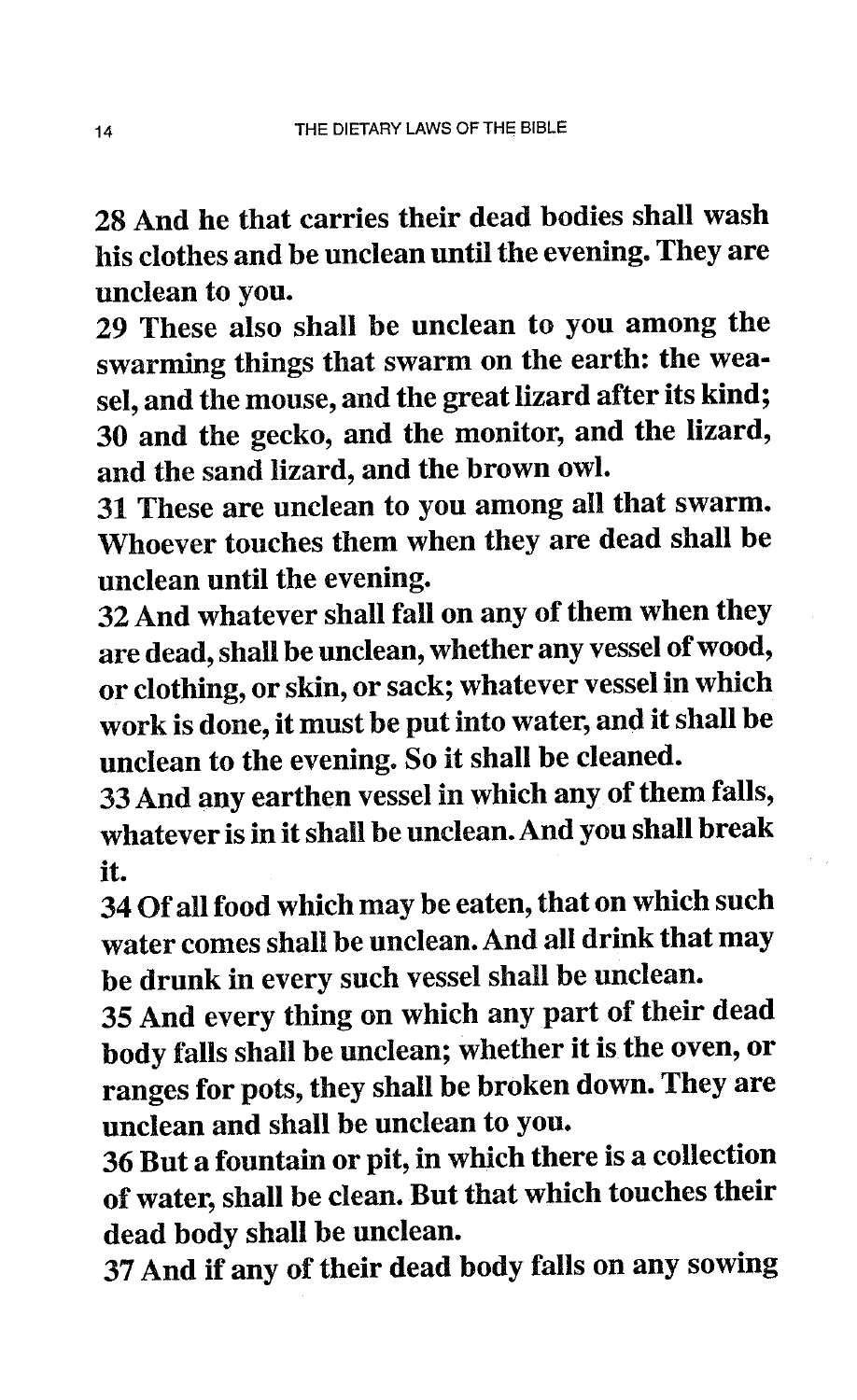**28 And he that carries their dead bodies shall wash his clothes and be unclean until the evening. They are unclean to you.**

**29 These also shall be unclean to you among the swarming things that swarm on the earth: the weasel, and the mouse, and the great lizard after its kind;**

**30 and the gecko, and the monitor, and the lizard, and the sand lizard, and the brown owl.**

**31 These are unclean to you among all that swarm. Whoever touches them when they are dead shall be unclean until the evening.**

**32 And whatever shall fall on any of them when they are dead, shall be unclean, whether any vessel of wood, or clothing, or skin, or sack; whatever vessel in which work is done, it must be put into water, and it shall be unclean to the evening. So it shall be cleaned.**

**33 And any earthen vessel in which any of them falls, whatever is in it shall be unclean. And you shall break it.**

**34 Of all food which may be eaten, that on which such water comes shall be unclean. And all drink that may be drunk in every such vessel shall be unclean.**

**35 And every thing on which any part of their dead body falls shall be unclean; whether it is the oven, or ranges for pots, they shall be broken down. They are unclean and shall be unclean to you.**

**36 But a fountain or pit, in which there is a collection of water, shall be clean. But that which touches their dead body shall be unclean.**

**37 And if any of their dead body falls on any sowing**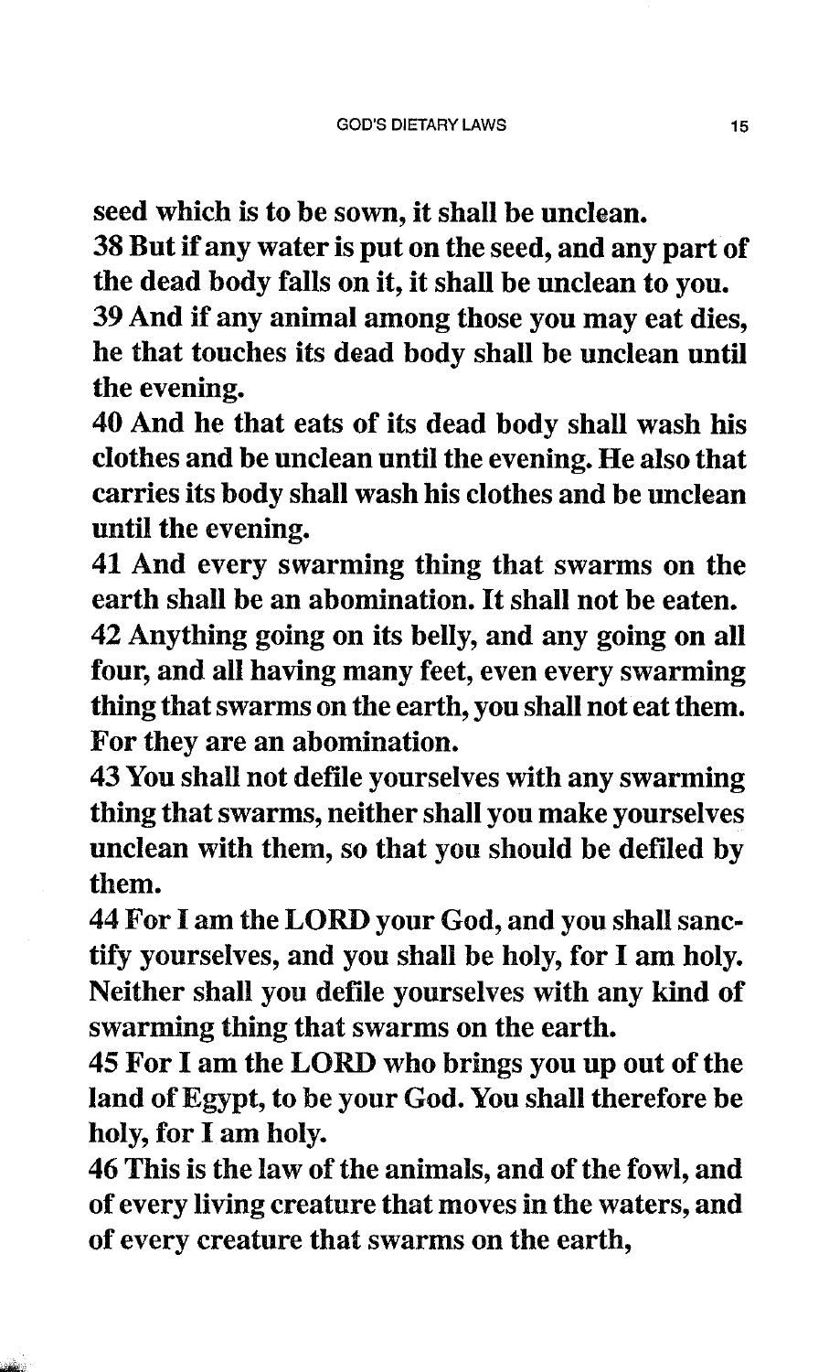**seed which is to be sown, it shall be unclean.**

**38 But if any water is put on the seed, and any part of the dead body falls on it, it shall be unclean to you.**

**39 And if any animal among those you may eat dies, he that touches its dead body shall be unclean until the evening.**

**40 And he that eats of its dead body shall wash his clothes and be unclean until the evening. He also that carries its body shall wash his clothes and be unclean until the evening.**

**41 And every swarming thing that swarms on the earth shall be an abomination. It shall not be eaten.**

**42 Anything going on its belly, and any going on all four, and all having many feet, even every swarming thing that swarms on the earth, you shall not eat them. For they are an abomination.**

**43 You shall not defile yourselves with any swarming thing that swarms, neither shall you make yourselves unclean with them, so that you should be defiled by them.**

**44 For I am the LORD your God, and you shall sanctify yourselves, and you shall be holy, for I am holy. Neither shall you defile yourselves with any kind of swarming thing that swarms on the earth.**

**45 For I am the LORD who brings you up out of the land of Egypt, to be your God. You shall therefore be holy, for I am holy.**

**46 This is the law of the animals, and of the fowl, and of every living creature that moves in the waters, and of every creature that swarms on the earth,**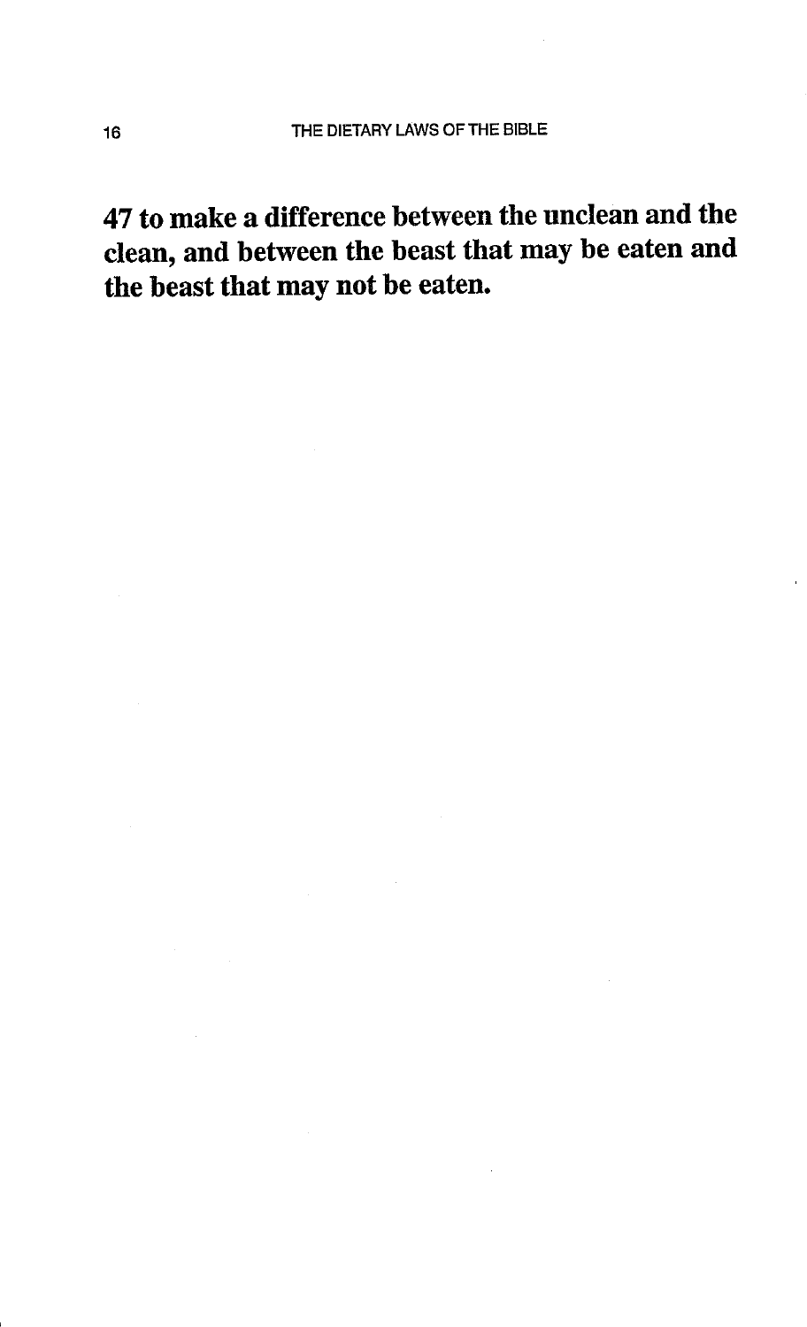**47 to make a difference between the unclean and the clean, and between the beast that may be eaten and the beast that may not be eaten.**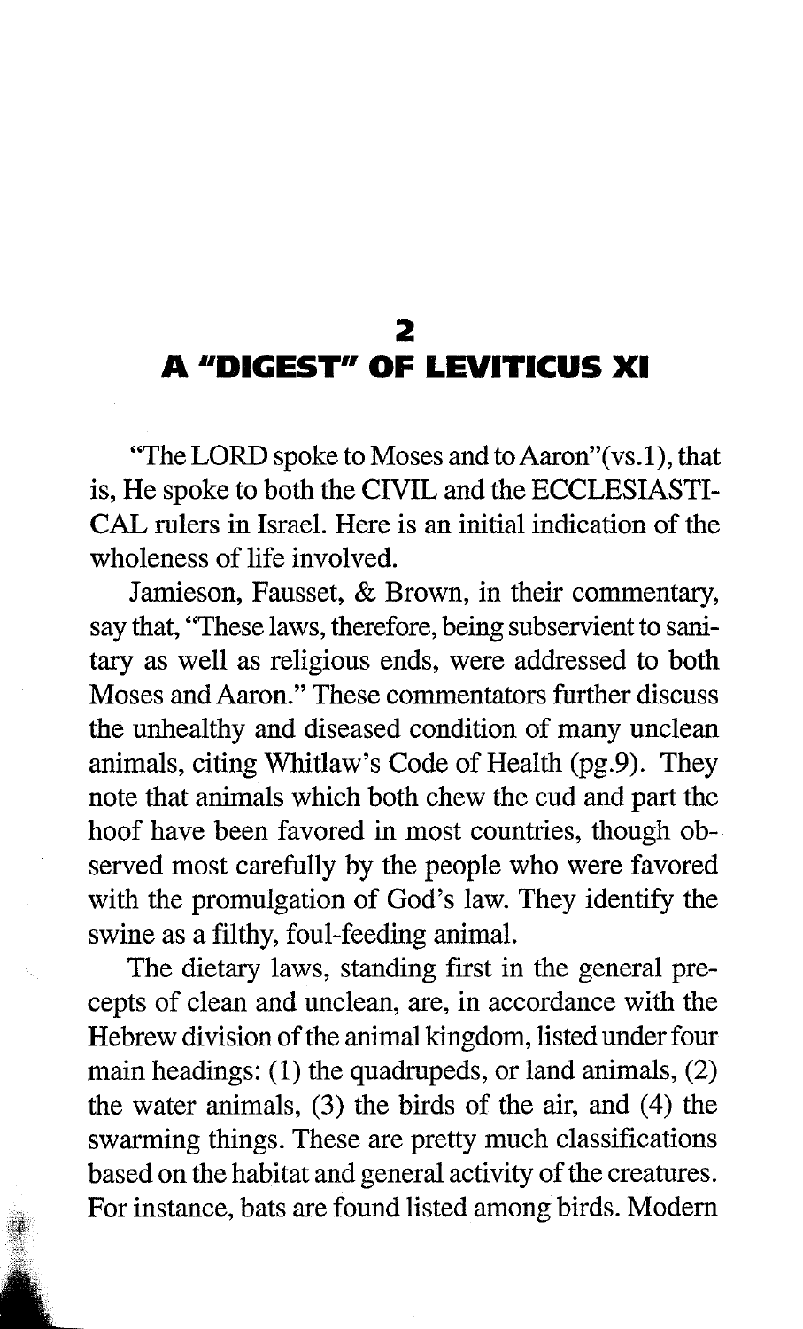## 2
## A "DIGEST" OF LEVITICUS XI

"The LORD spoke to Moses and to Aaron"(vs.1), that is, He spoke to both the CIVIL and the ECCLESIASTICAL rulers in Israel. Here is an initial indication of the wholeness of life involved.

Jamieson, Fausset, & Brown, in their commentary, say that, "These laws, therefore, being subservient to sanitary as well as religious ends, were addressed to both Moses and Aaron." These commentators further discuss the unhealthy and diseased condition of many unclean animals, citing Whitlaw's Code of Health (pg.9). They note that animals which both chew the cud and part the hoof have been favored in most countries, though observed most carefully by the people who were favored with the promulgation of God's law. They identify the swine as a filthy, foul-feeding animal.

The dietary laws, standing first in the general precepts of clean and unclean, are, in accordance with the Hebrew division of the animal kingdom, listed under four main headings: (1) the quadrupeds, or land animals, (2) the water animals, (3) the birds of the air, and (4) the swarming things. These are pretty much classifications based on the habitat and general activity of the creatures. For instance, bats are found listed among birds. Modern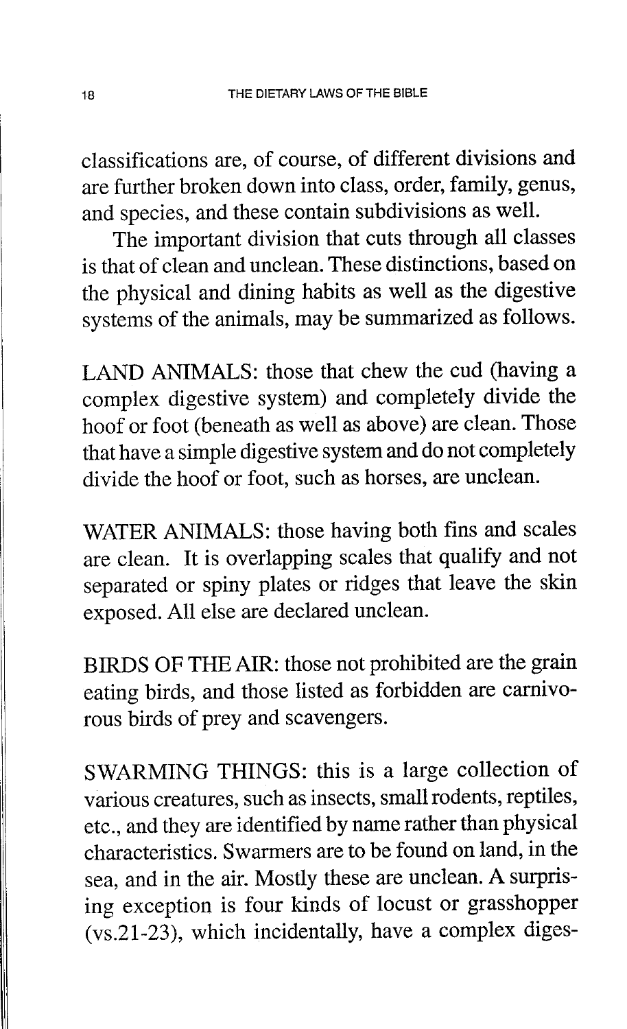classifications are, of course, of different divisions and are further broken down into class, order, family, genus, and species, and these contain subdivisions as well.

The important division that cuts through all classes is that of clean and unclean. These distinctions, based on the physical and dining habits as well as the digestive systems of the animals, may be summarized as follows.

LAND ANIMALS: those that chew the cud (having a complex digestive system) and completely divide the hoof or foot (beneath as well as above) are clean. Those that have a simple digestive system and do not completely divide the hoof or foot, such as horses, are unclean.

WATER ANIMALS: those having both fins and scales are clean. It is overlapping scales that qualify and not separated or spiny plates or ridges that leave the skin exposed. All else are declared unclean.

BIRDS OF THE AIR: those not prohibited are the grain eating birds, and those listed as forbidden are carnivorous birds of prey and scavengers.

SWARMING THINGS: this is a large collection of various creatures, such as insects, small rodents, reptiles, etc., and they are identified by name rather than physical characteristics. Swarmers are to be found on land, in the sea, and in the air. Mostly these are unclean. A surprising exception is four kinds of locust or grasshopper (vs.21-23), which incidentally, have a complex diges-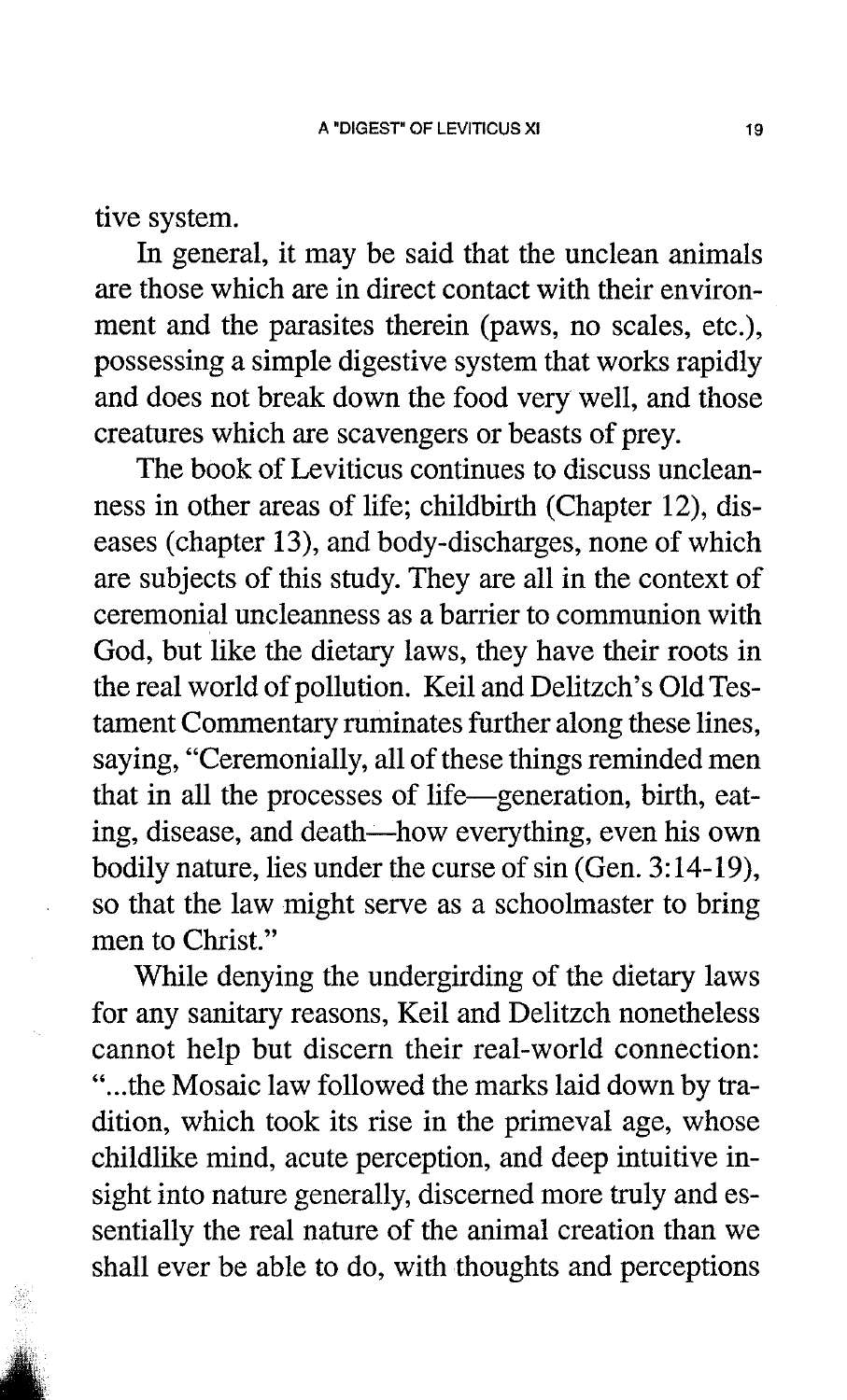tive system.

In general, it may be said that the unclean animals are those which are in direct contact with their environment and the parasites therein (paws, no scales, etc.), possessing a simple digestive system that works rapidly and does not break down the food very well, and those creatures which are scavengers or beasts of prey.

The book of Leviticus continues to discuss uncleanness in other areas of life; childbirth (Chapter 12), diseases (chapter 13), and body-discharges, none of which are subjects of this study. They are all in the context of ceremonial uncleanness as a barrier to communion with God, but like the dietary laws, they have their roots in the real world of pollution. Keil and Delitzch's Old Testament Commentary ruminates further along these lines, saying, "Ceremonially, all of these things reminded men that in all the processes of life—generation, birth, eating, disease, and death—how everything, even his own bodily nature, lies under the curse of sin (Gen. 3:14-19), so that the law might serve as a schoolmaster to bring men to Christ."

While denying the undergirding of the dietary laws for any sanitary reasons, Keil and Delitzch nonetheless cannot help but discern their real-world connection: "...the Mosaic law followed the marks laid down by tradition, which took its rise in the primeval age, whose childlike mind, acute perception, and deep intuitive insight into nature generally, discerned more truly and essentially the real nature of the animal creation than we shall ever be able to do, with thoughts and perceptions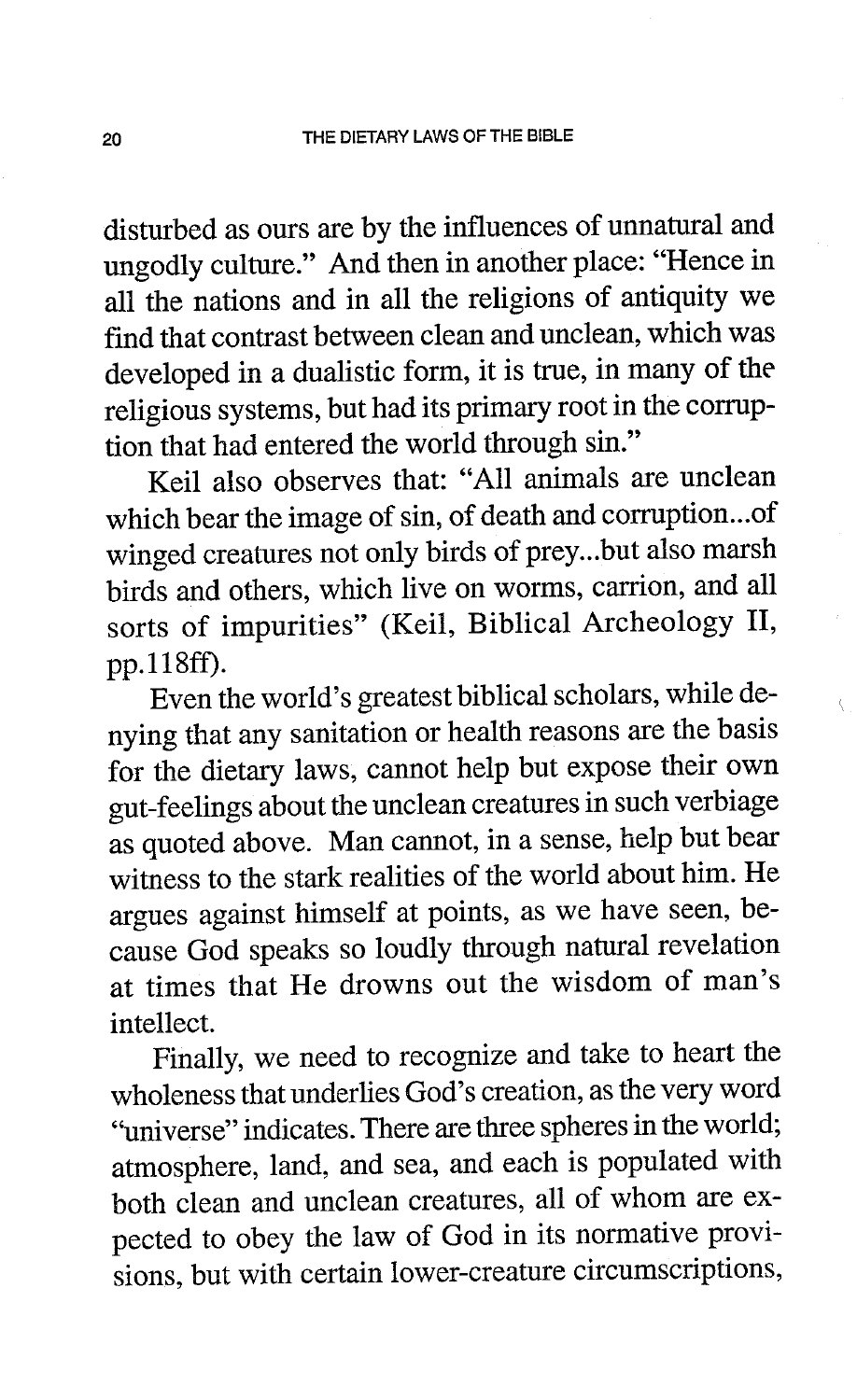disturbed as ours are by the influences of unnatural and ungodly culture." And then in another place: "Hence in all the nations and in all the religions of antiquity we find that contrast between clean and unclean, which was developed in a dualistic form, it is true, in many of the religious systems, but had its primary root in the corruption that had entered the world through sin."

Keil also observes that: "All animals are unclean which bear the image of sin, of death and corruption...of winged creatures not only birds of prey...but also marsh birds and others, which live on worms, carrion, and all sorts of impurities" (Keil, Biblical Archeology II, pp.118ff).

Even the world's greatest biblical scholars, while denying that any sanitation or health reasons are the basis for the dietary laws, cannot help but expose their own gut-feelings about the unclean creatures in such verbiage as quoted above. Man cannot, in a sense, help but bear witness to the stark realities of the world about him. He argues against himself at points, as we have seen, because God speaks so loudly through natural revelation at times that He drowns out the wisdom of man's intellect.

Finally, we need to recognize and take to heart the wholeness that underlies God's creation, as the very word "universe" indicates. There are three spheres in the world; atmosphere, land, and sea, and each is populated with both clean and unclean creatures, all of whom are expected to obey the law of God in its normative provisions, but with certain lower-creature circumscriptions,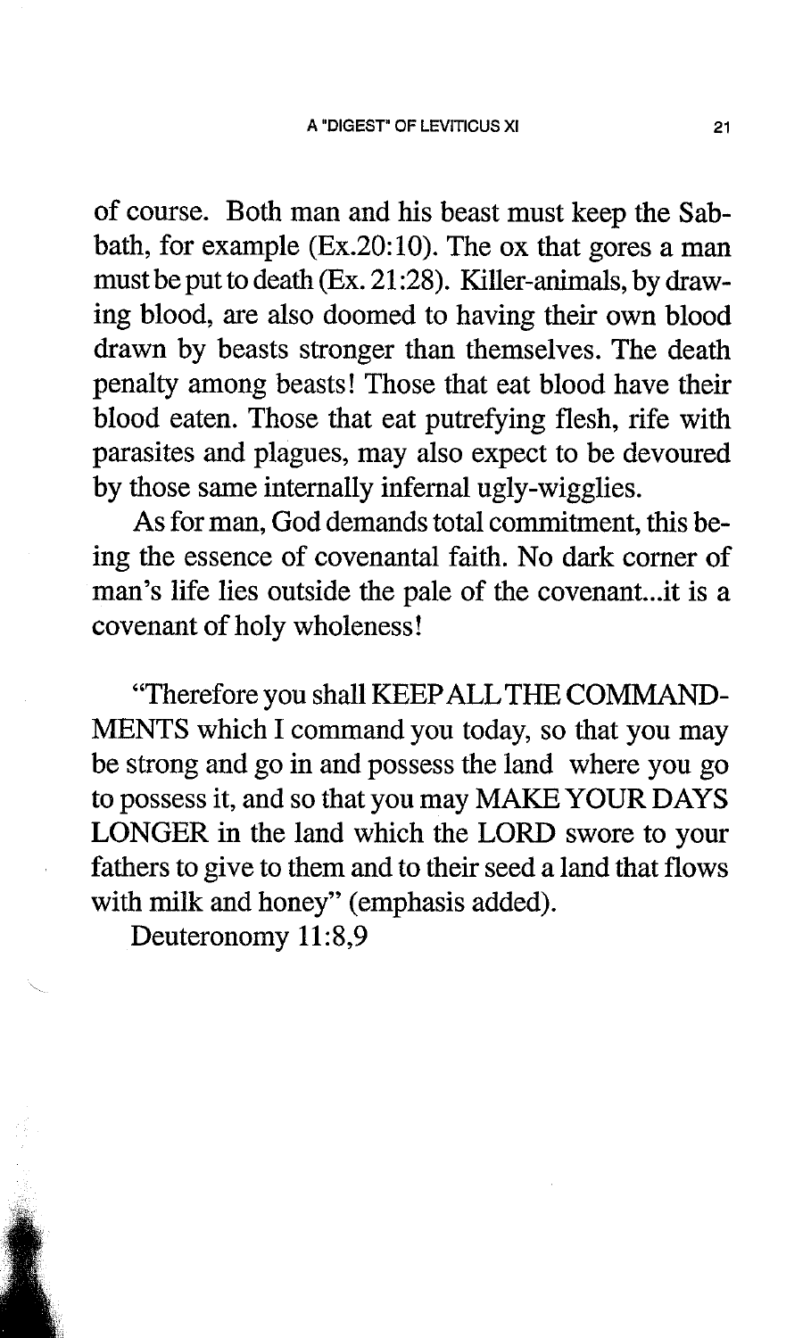of course. Both man and his beast must keep the Sabbath, for example (Ex.20:10). The ox that gores a man must be put to death (Ex. 21:28). Killer-animals, by drawing blood, are also doomed to having their own blood drawn by beasts stronger than themselves. The death penalty among beasts! Those that eat blood have their blood eaten. Those that eat putrefying flesh, rife with parasites and plagues, may also expect to be devoured by those same internally infernal ugly-wigglies.

As for man, God demands total commitment, this being the essence of covenantal faith. No dark corner of man's life lies outside the pale of the covenant...it is a covenant of holy wholeness!

"Therefore you shall KEEP ALL THE COMMANDMENTS which I command you today, so that you may be strong and go in and possess the land where you go to possess it, and so that you may MAKE YOUR DAYS LONGER in the land which the LORD swore to your fathers to give to them and to their seed a land that flows with milk and honey" (emphasis added).

Deuteronomy 11:8,9